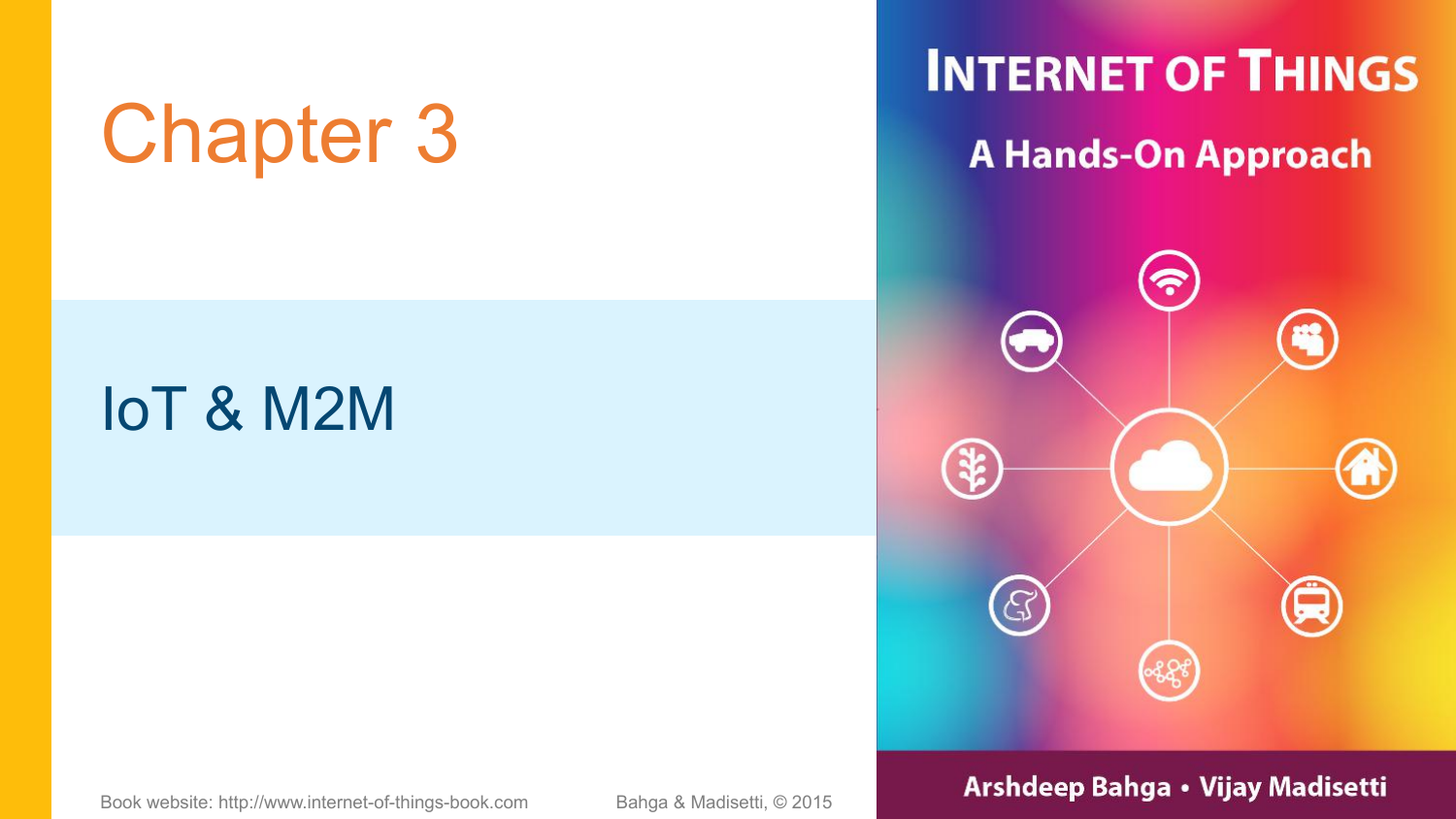# Chapter 3

## IoT & M2M

Book website: http://www.internet-of-things-book.com

Bahga & Madisetti, © 2015

**INTERNET OF THINGS**

**A Hands-On Approach**

**Arshdeep Bahga • Vijay Madisetti**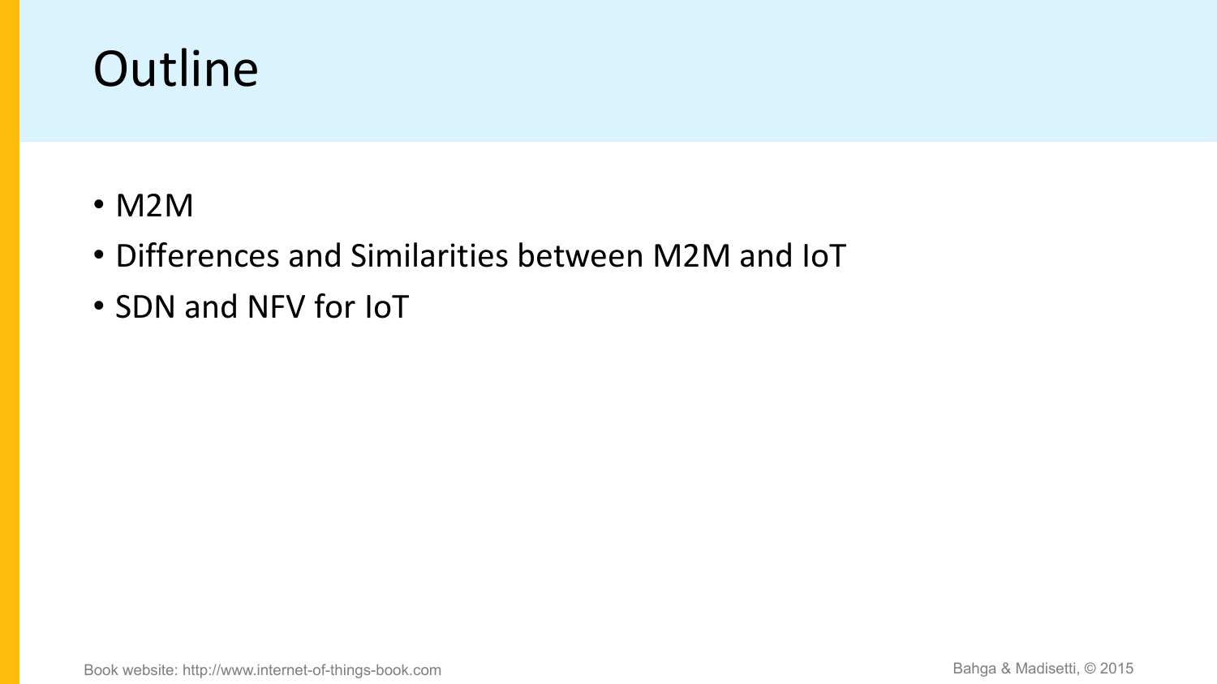# Outline

- M2M
- Differences and Similarities between M2M and IoT
- SDN and NFV for IoT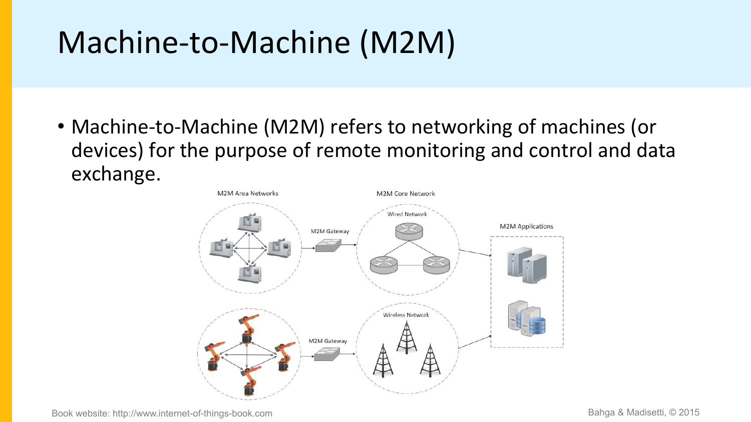# Machine-to-Machine (M2M)

- Machine-to-Machine (M2M) refers to networking of machines (or devices) for the purpose of remote monitoring and control and data exchange.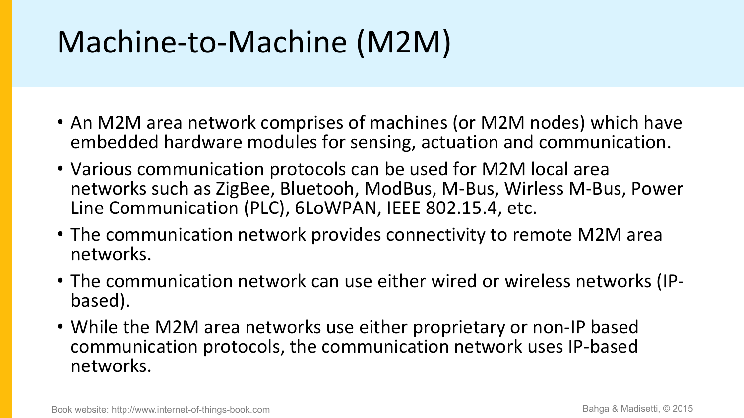# Machine-to-Machine (M2M)

- An M2M area network comprises of machines (or M2M nodes) which have embedded hardware modules for sensing, actuation and communication.
- Various communication protocols can be used for M2M local area networks such as ZigBee, Bluetooh, ModBus, M-Bus, Wirless M-Bus, Power Line Communication (PLC), 6LoWPAN, IEEE 802.15.4, etc.
- The communication network provides connectivity to remote M2M area networks.
- The communication network can use either wired or wireless networks (IP-based).
- While the M2M area networks use either proprietary or non-IP based communication protocols, the communication network uses IP-based networks.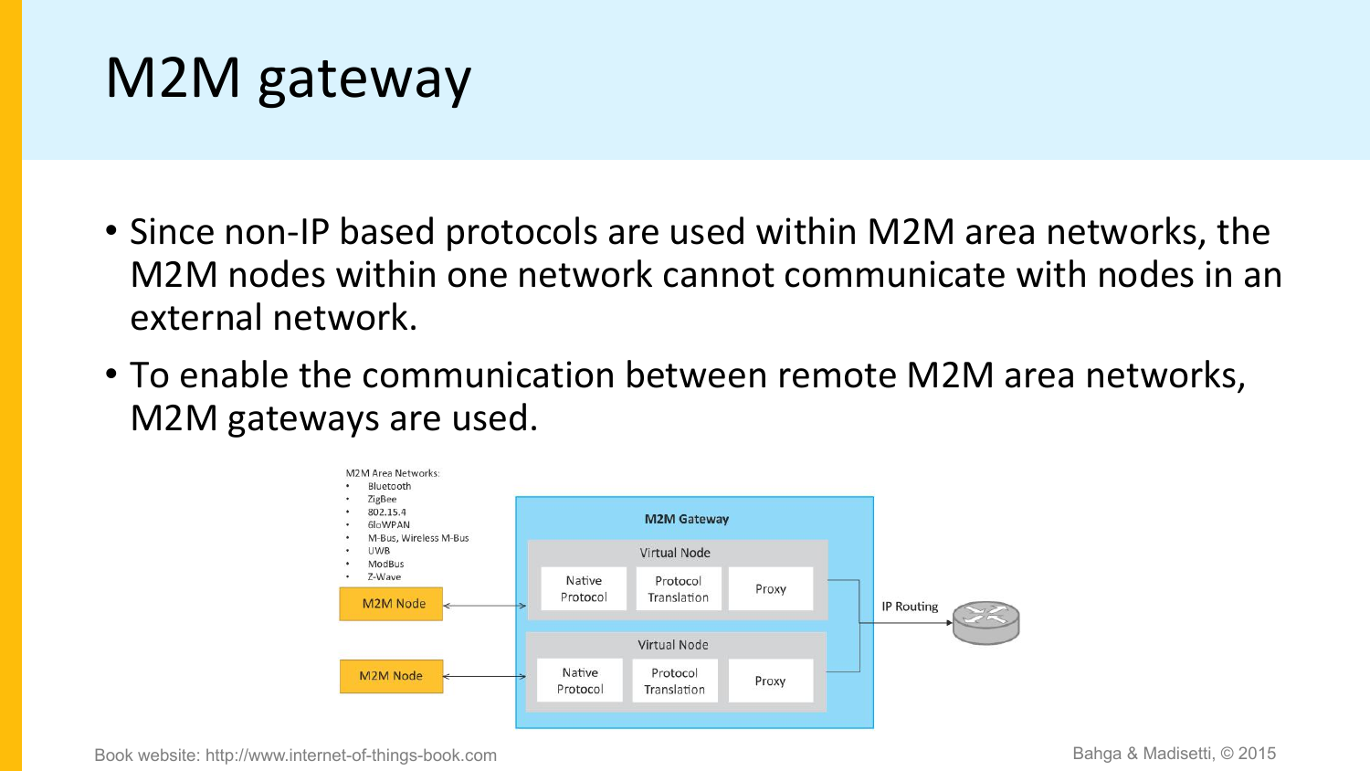# M2M gateway

- Since non-IP based protocols are used within M2M area networks, the M2M nodes within one network cannot communicate with nodes in an external network.
- To enable the communication between remote M2M area networks, M2M gateways are used.

M2M Area Networks:

- Bluetooth
- ZigBee
- 802.15.4
- 6loWPAN
- M-Bus, Wireless M-Bus
- UWB
- ModBus
- Z-Wave

M2M Node

M2M Node

M2M Gateway

Virtual Node

Native Protocol | Protocol Translation | Proxy

Virtual Node

Native Protocol | Protocol Translation | Proxy

IP Routing

Book website: http://www.internet-of-things-book.com

Bahga & Madisetti, © 2015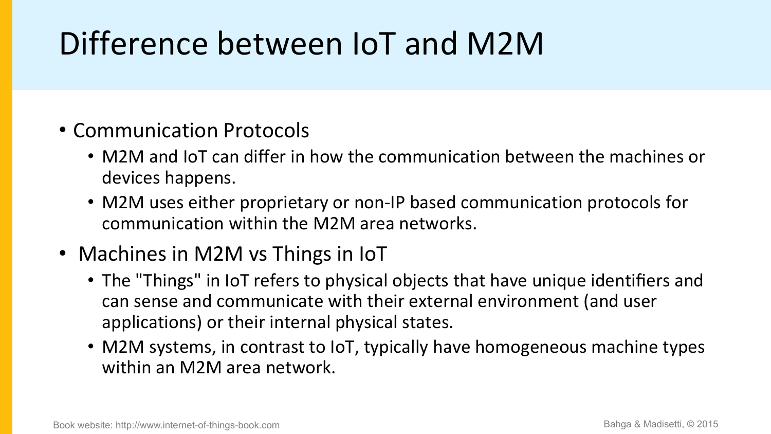# Difference between IoT and M2M

- Communication Protocols
  - M2M and IoT can differ in how the communication between the machines or devices happens.
  - M2M uses either proprietary or non-IP based communication protocols for communication within the M2M area networks.
- Machines in M2M vs Things in IoT
  - The "Things" in IoT refers to physical objects that have unique identifiers and can sense and communicate with their external environment (and user applications) or their internal physical states.
  - M2M systems, in contrast to IoT, typically have homogeneous machine types within an M2M area network.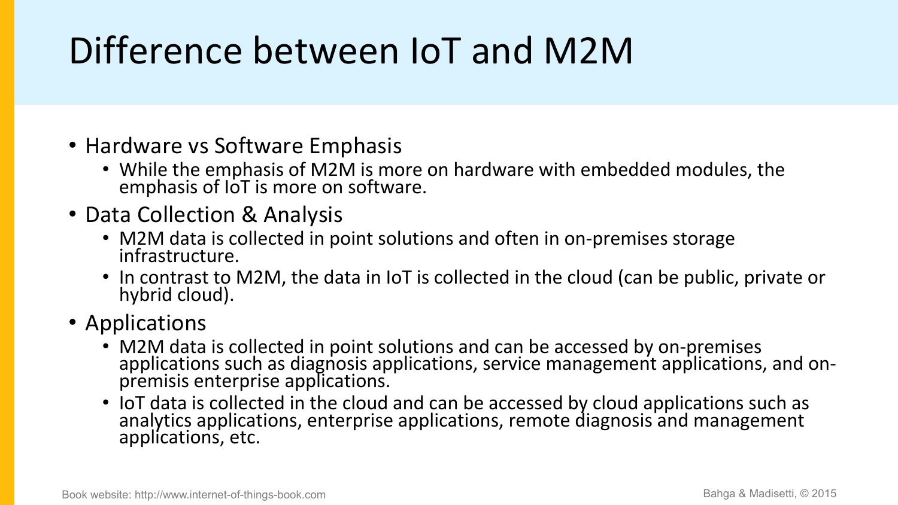# Difference between IoT and M2M

- Hardware vs Software Emphasis
  - While the emphasis of M2M is more on hardware with embedded modules, the emphasis of IoT is more on software.
- Data Collection & Analysis
  - M2M data is collected in point solutions and often in on-premises storage infrastructure.
  - In contrast to M2M, the data in IoT is collected in the cloud (can be public, private or hybrid cloud).
- Applications
  - M2M data is collected in point solutions and can be accessed by on-premises applications such as diagnosis applications, service management applications, and on-premisis enterprise applications.
  - IoT data is collected in the cloud and can be accessed by cloud applications such as analytics applications, enterprise applications, remote diagnosis and management applications, etc.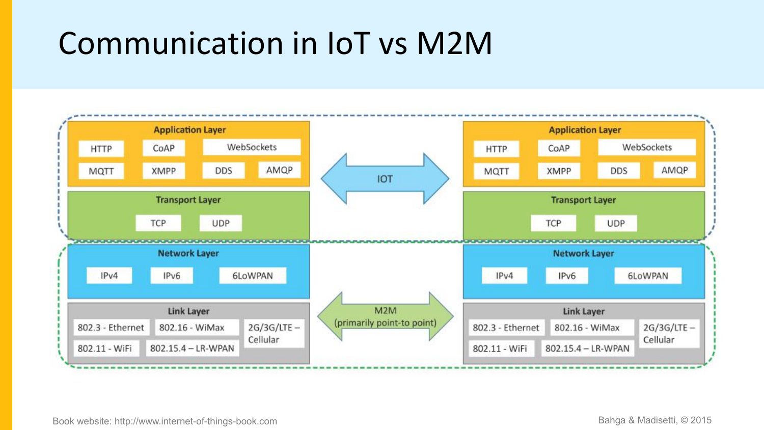# Communication in IoT vs M2M

| Layer | Protocols |
| --- | --- |
| Application Layer | HTTP, CoAP, WebSockets, MQTT, XMPP, DDS, AMQP |
| Transport Layer | TCP, UDP |
| Network Layer | IPv4, IPv6, 6LoWPAN |
| Link Layer | 802.3 - Ethernet, 802.16 - WiMax, 2G/3G/LTE – Cellular, 802.11 - WiFi, 802.15.4 – LR-WPAN |

IOT (Application Layer and Transport Layer)

M2M (primarily point-to point) (Network Layer and Link Layer)

Book website: http://www.internet-of-things-book.com

Bahga & Madisetti, © 2015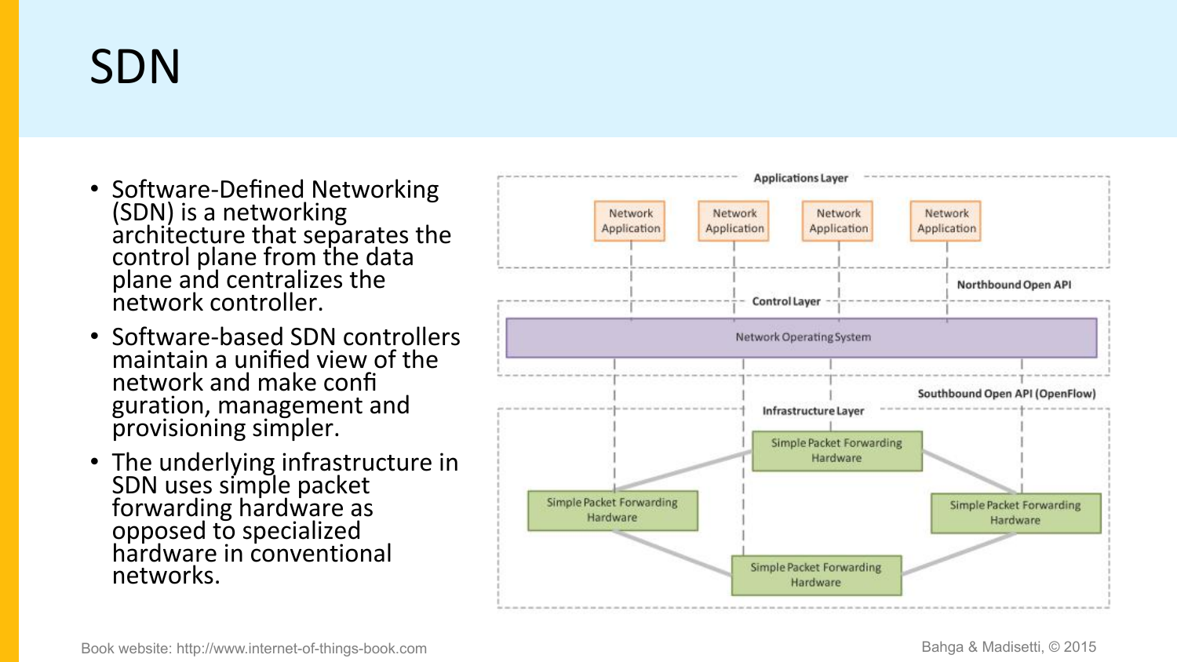# SDN

- Software-Defined Networking (SDN) is a networking architecture that separates the control plane from the data plane and centralizes the network controller.
- Software-based SDN controllers maintain a unified view of the network and make confi guration, management and provisioning simpler.
- The underlying infrastructure in SDN uses simple packet forwarding hardware as opposed to specialized hardware in conventional networks.

Applications Layer

Network Application | Network Application | Network Application | Network Application

Northbound Open API

Control Layer

Network Operating System

Southbound Open API (OpenFlow)

Infrastructure Layer

Simple Packet Forwarding Hardware | Simple Packet Forwarding Hardware | Simple Packet Forwarding Hardware | Simple Packet Forwarding Hardware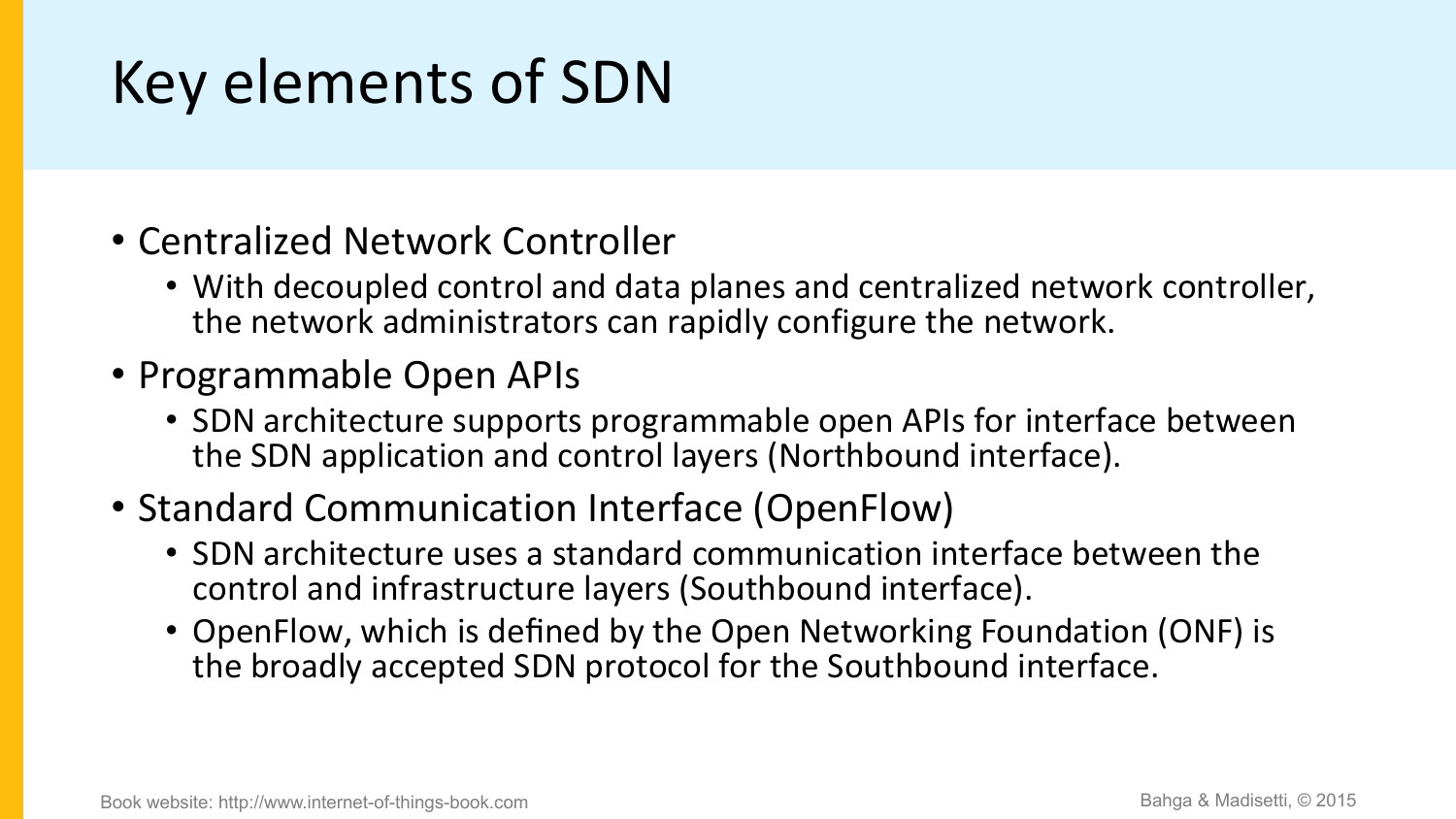# Key elements of SDN

- Centralized Network Controller
  - With decoupled control and data planes and centralized network controller, the network administrators can rapidly configure the network.
- Programmable Open APIs
  - SDN architecture supports programmable open APIs for interface between the SDN application and control layers (Northbound interface).
- Standard Communication Interface (OpenFlow)
  - SDN architecture uses a standard communication interface between the control and infrastructure layers (Southbound interface).
  - OpenFlow, which is defined by the Open Networking Foundation (ONF) is the broadly accepted SDN protocol for the Southbound interface.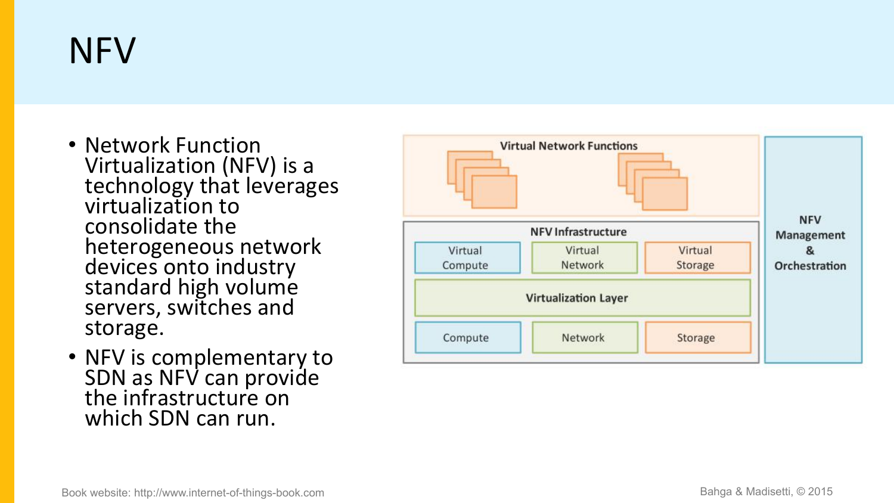# NFV

- Network Function Virtualization (NFV) is a technology that leverages virtualization to consolidate the heterogeneous network devices onto industry standard high volume servers, switches and storage.
- NFV is complementary to SDN as NFV can provide the infrastructure on which SDN can run.

Virtual Network Functions

NFV Infrastructure

| Virtual Compute | Virtual Network | Virtual Storage |
| --- | --- | --- |
| Virtualization Layer | | |
| Compute | Network | Storage |

NFV Management & Orchestration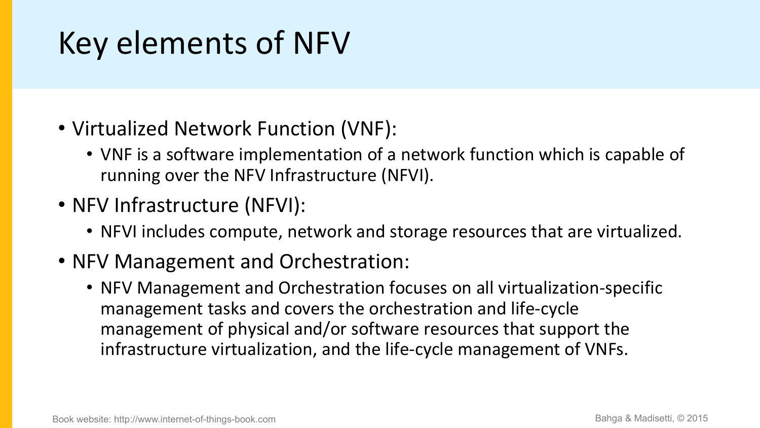# Key elements of NFV

- Virtualized Network Function (VNF):
  - VNF is a software implementation of a network function which is capable of running over the NFV Infrastructure (NFVI).
- NFV Infrastructure (NFVI):
  - NFVI includes compute, network and storage resources that are virtualized.
- NFV Management and Orchestration:
  - NFV Management and Orchestration focuses on all virtualization-specific management tasks and covers the orchestration and life-cycle management of physical and/or software resources that support the infrastructure virtualization, and the life-cycle management of VNFs.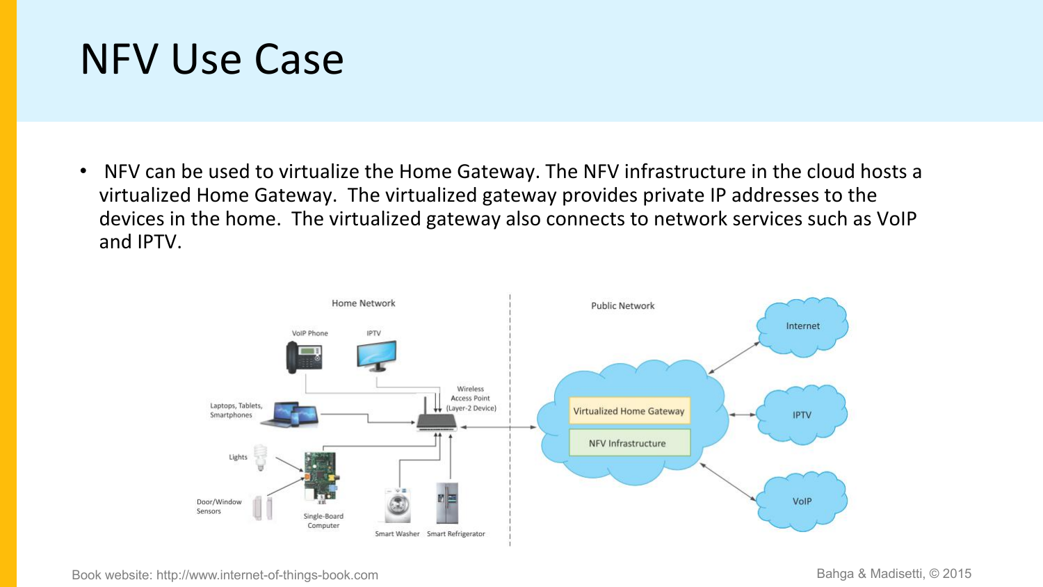# NFV Use Case

- NFV can be used to virtualize the Home Gateway. The NFV infrastructure in the cloud hosts a virtualized Home Gateway. The virtualized gateway provides private IP addresses to the devices in the home. The virtualized gateway also connects to network services such as VoIP and IPTV.

Home Network

VoIP Phone

IPTV

Wireless Access Point (Layer-2 Device)

Laptops, Tablets, Smartphones

Lights

Door/Window Sensors

Single-Board Computer

Smart Washer

Smart Refrigerator

Public Network

Virtualized Home Gateway

NFV Infrastructure

Internet

IPTV

VoIP

Book website: http://www.internet-of-things-book.com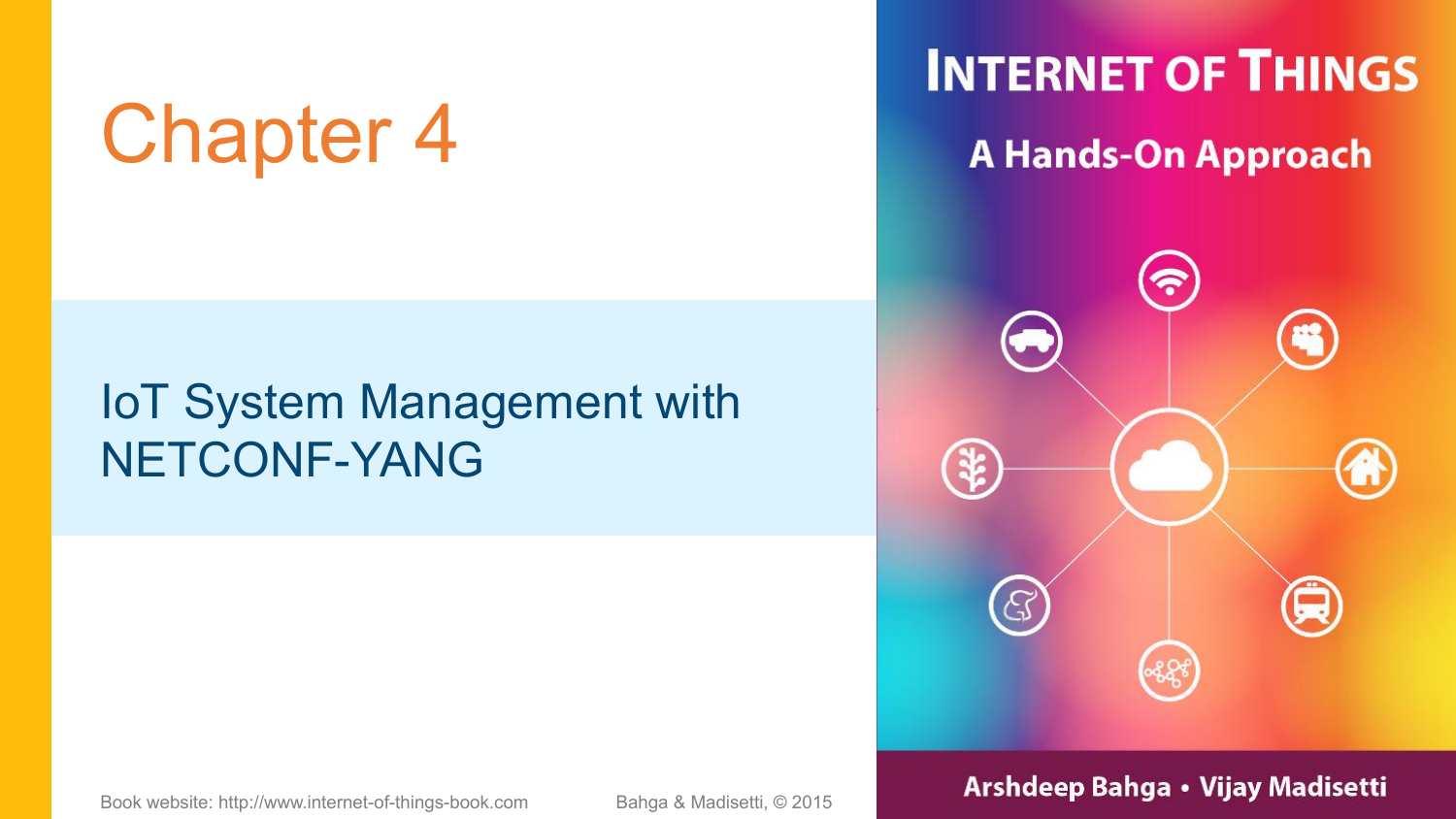# Chapter 4

## IoT System Management with NETCONF-YANG

**INTERNET OF THINGS**

**A Hands-On Approach**

Arshdeep Bahga • Vijay Madisetti

Book website: http://www.internet-of-things-book.com

Bahga & Madisetti, © 2015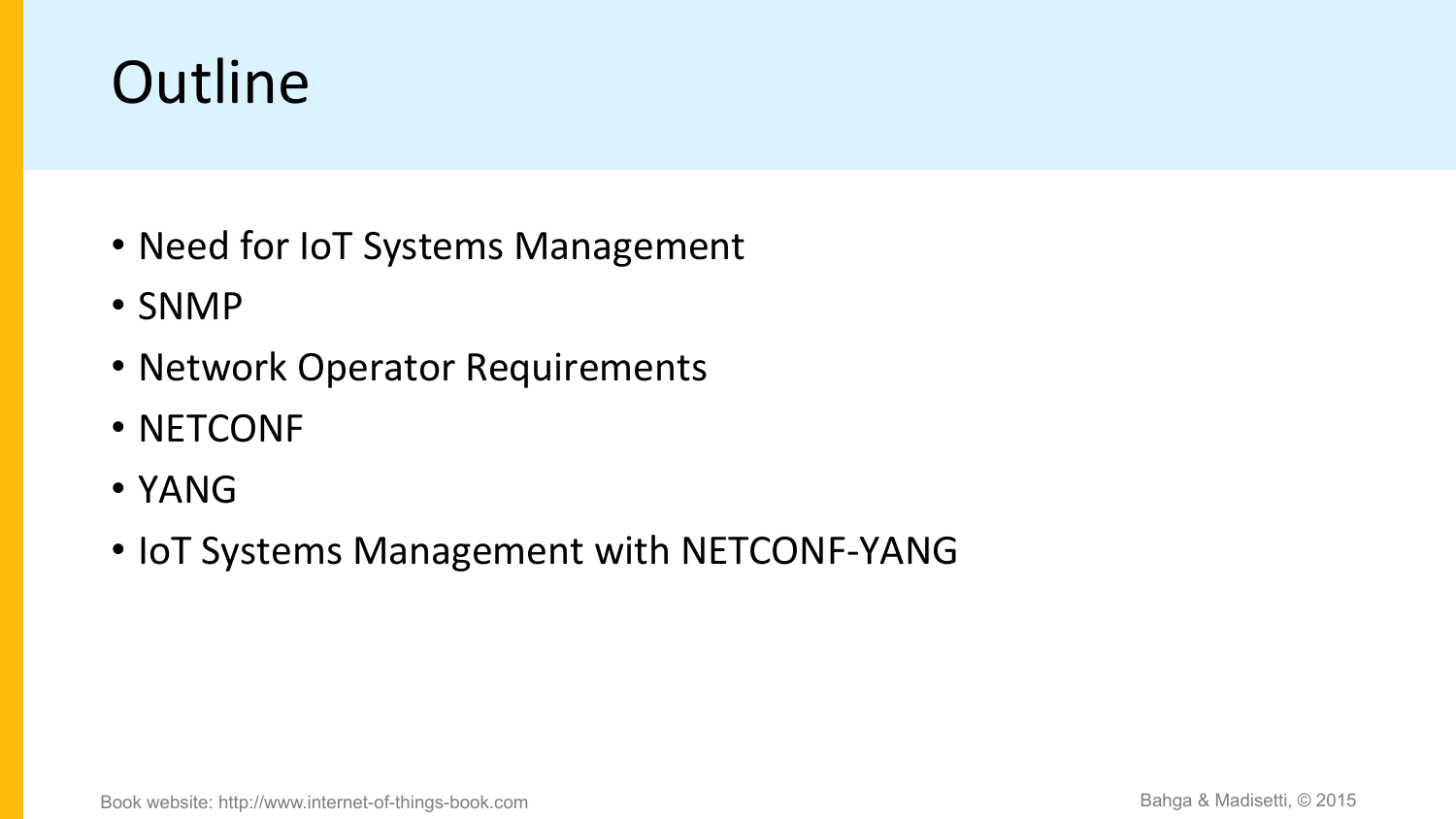# Outline

- Need for IoT Systems Management
- SNMP
- Network Operator Requirements
- NETCONF
- YANG
- IoT Systems Management with NETCONF-YANG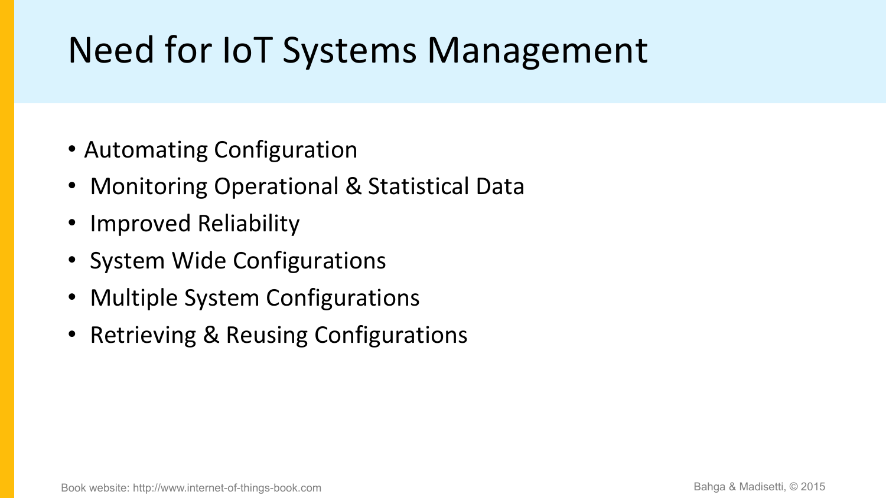# Need for IoT Systems Management

- Automating Configuration
- Monitoring Operational & Statistical Data
- Improved Reliability
- System Wide Configurations
- Multiple System Configurations
- Retrieving & Reusing Configurations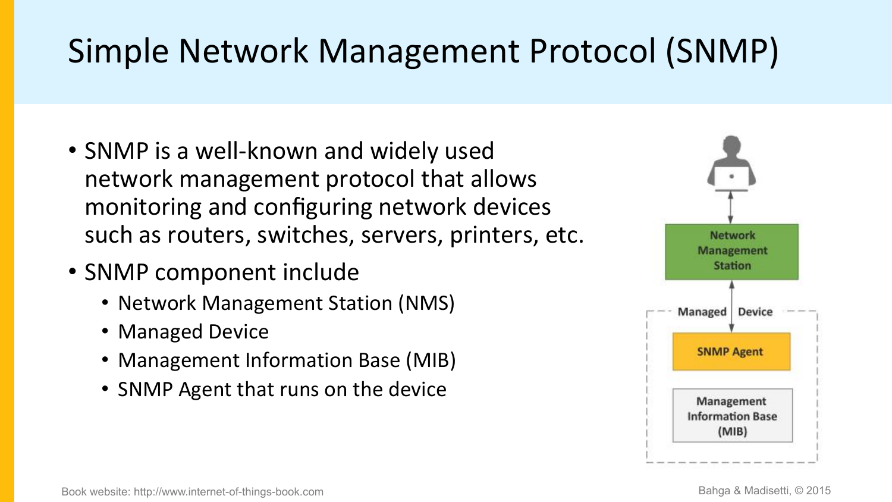# Simple Network Management Protocol (SNMP)

- SNMP is a well-known and widely used network management protocol that allows monitoring and configuring network devices such as routers, switches, servers, printers, etc.
- SNMP component include
  - Network Management Station (NMS)
  - Managed Device
  - Management Information Base (MIB)
  - SNMP Agent that runs on the device

Network Management Station

Managed Device

SNMP Agent

Management Information Base (MIB)

Book website: http://www.internet-of-things-book.com

Bahga & Madisetti, © 2015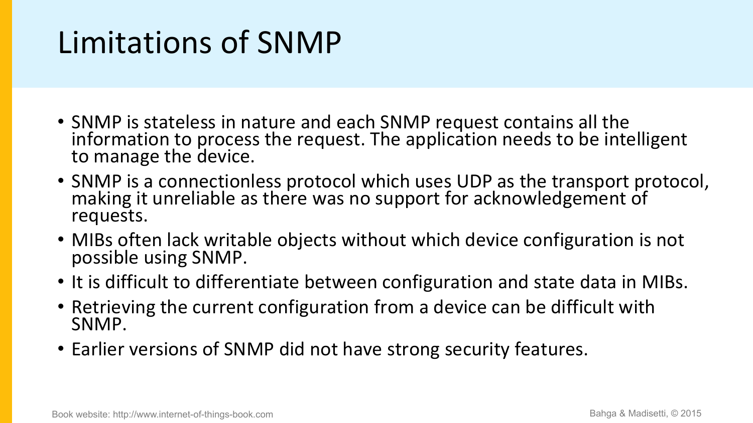# Limitations of SNMP

- SNMP is stateless in nature and each SNMP request contains all the information to process the request. The application needs to be intelligent to manage the device.
- SNMP is a connectionless protocol which uses UDP as the transport protocol, making it unreliable as there was no support for acknowledgement of requests.
- MIBs often lack writable objects without which device configuration is not possible using SNMP.
- It is difficult to differentiate between configuration and state data in MIBs.
- Retrieving the current configuration from a device can be difficult with SNMP.
- Earlier versions of SNMP did not have strong security features.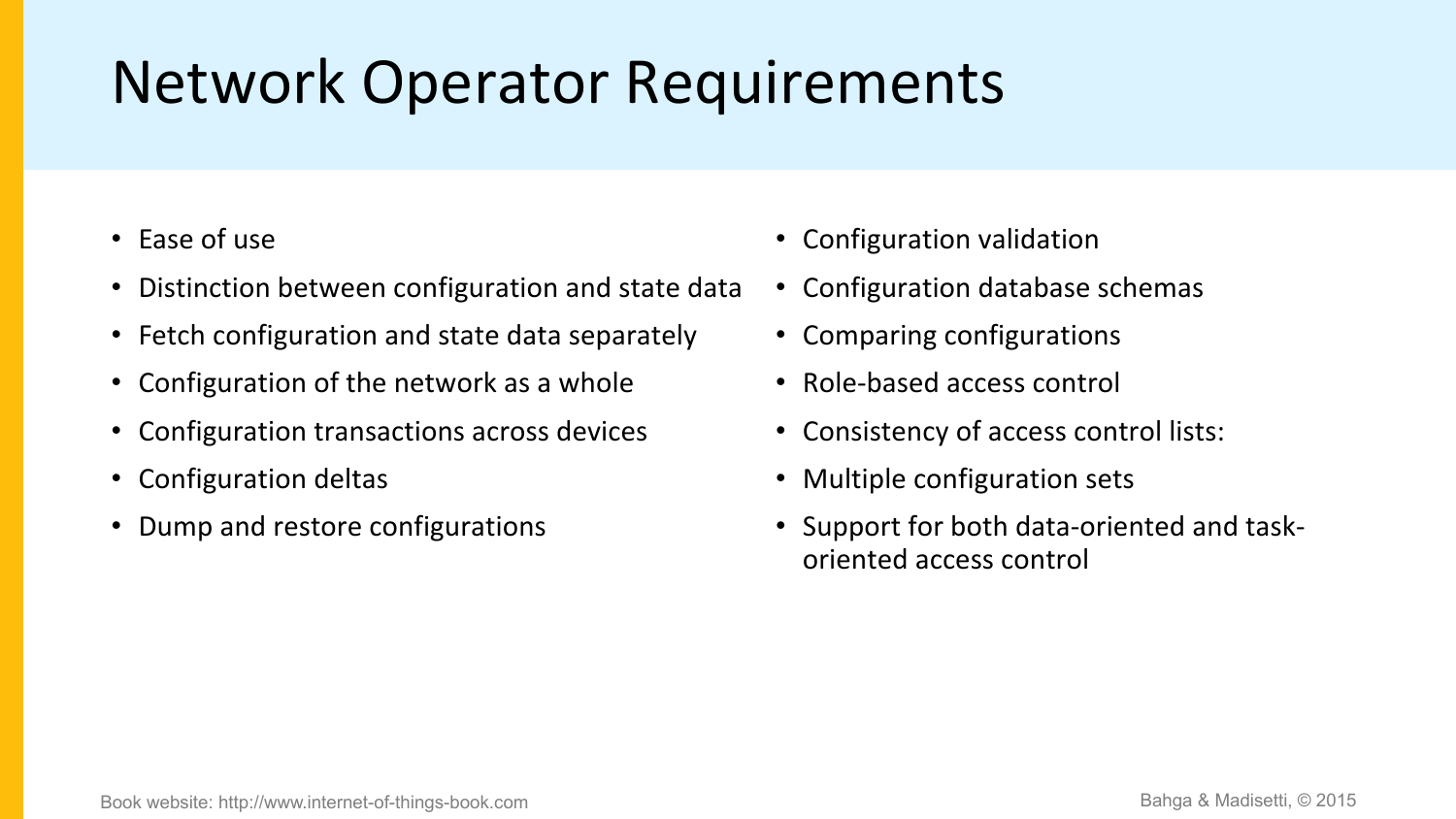# Network Operator Requirements

- Ease of use
- Distinction between configuration and state data
- Fetch configuration and state data separately
- Configuration of the network as a whole
- Configuration transactions across devices
- Configuration deltas
- Dump and restore configurations
- Configuration validation
- Configuration database schemas
- Comparing configurations
- Role-based access control
- Consistency of access control lists:
- Multiple configuration sets
- Support for both data-oriented and task-oriented access control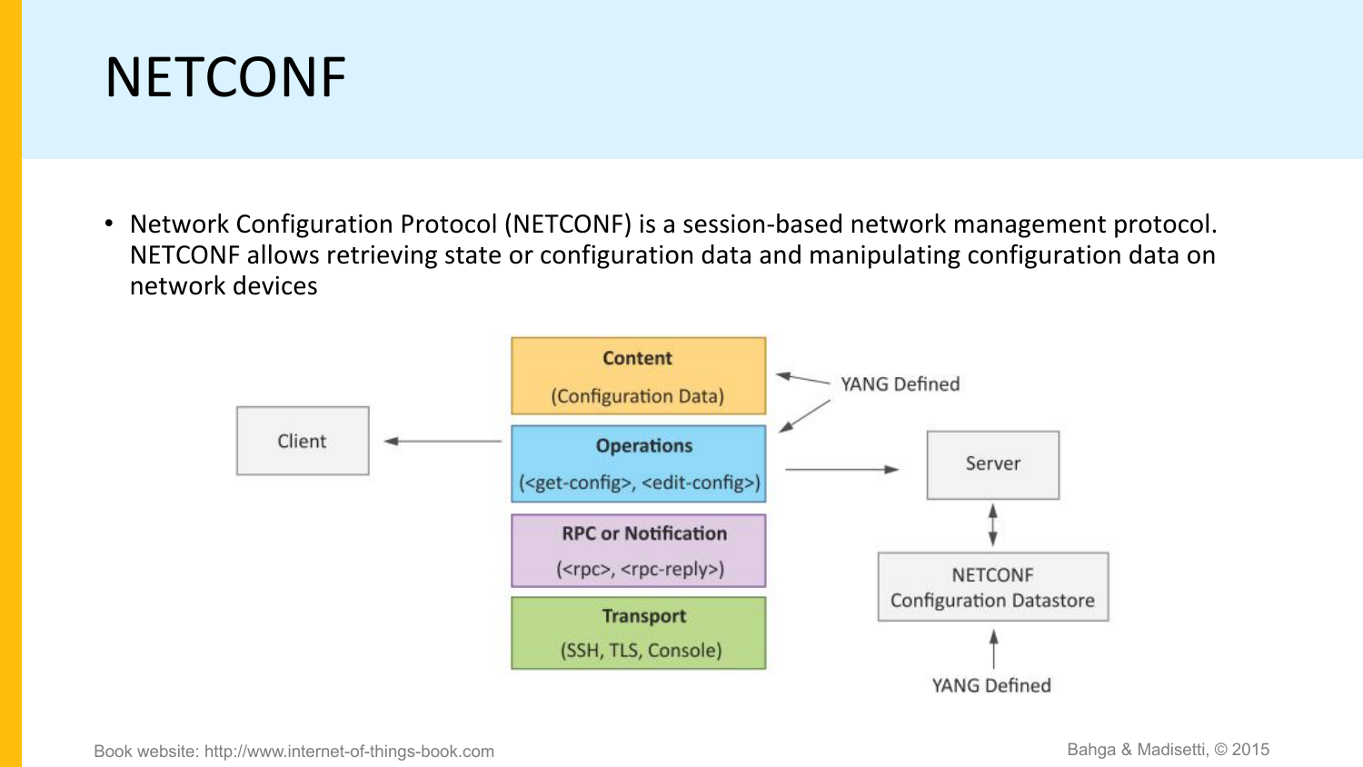# NETCONF

- Network Configuration Protocol (NETCONF) is a session-based network management protocol. NETCONF allows retrieving state or configuration data and manipulating configuration data on network devices

Client

**Content**
(Configuration Data)

**Operations**
(<get-config>, <edit-config>)

**RPC or Notification**
(<rpc>, <rpc-reply>)

**Transport**
(SSH, TLS, Console)

YANG Defined

Server

NETCONF Configuration Datastore

YANG Defined

Book website: http://www.internet-of-things-book.com

Bahga & Madisetti, © 2015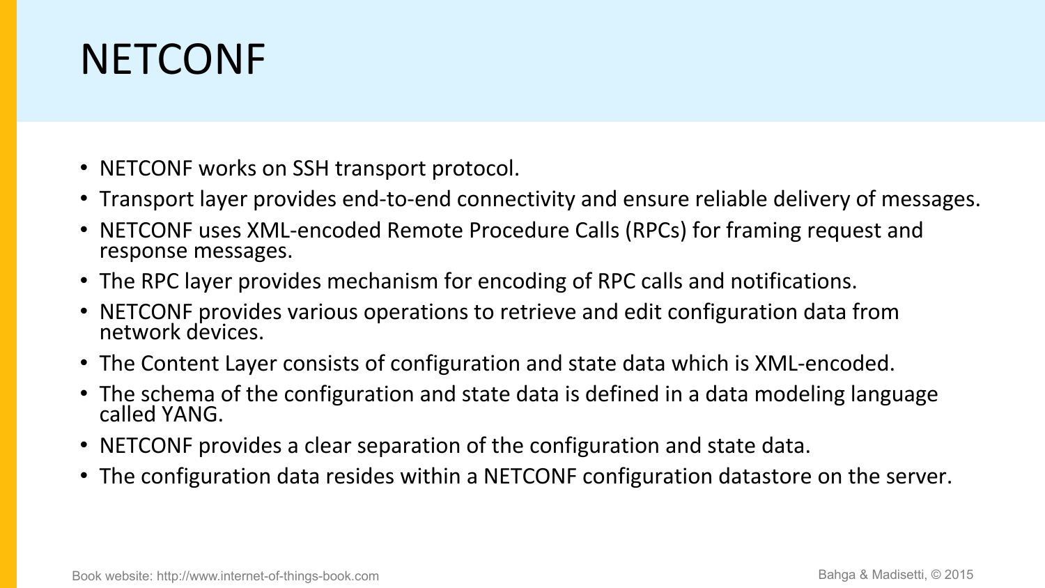# NETCONF

- NETCONF works on SSH transport protocol.
- Transport layer provides end-to-end connectivity and ensure reliable delivery of messages.
- NETCONF uses XML-encoded Remote Procedure Calls (RPCs) for framing request and response messages.
- The RPC layer provides mechanism for encoding of RPC calls and notifications.
- NETCONF provides various operations to retrieve and edit configuration data from network devices.
- The Content Layer consists of configuration and state data which is XML-encoded.
- The schema of the configuration and state data is defined in a data modeling language called YANG.
- NETCONF provides a clear separation of the configuration and state data.
- The configuration data resides within a NETCONF configuration datastore on the server.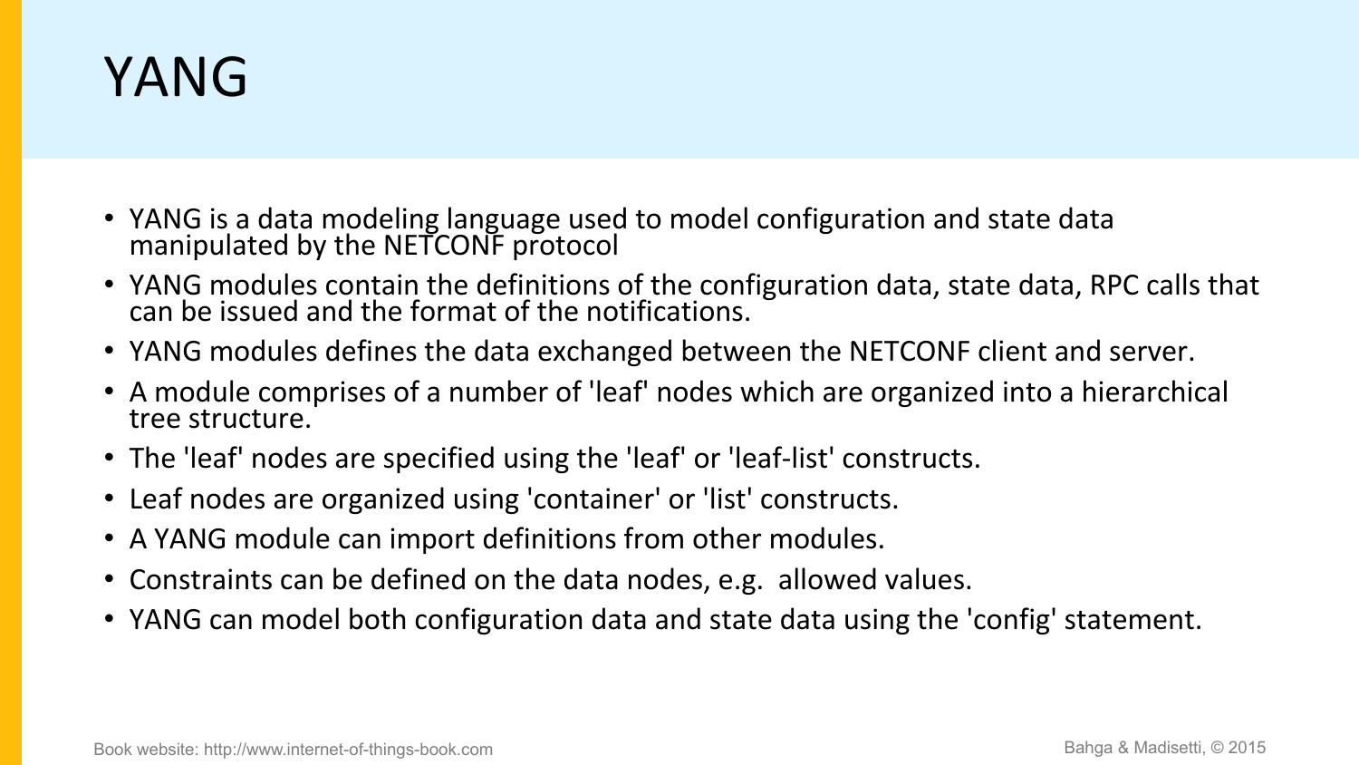# YANG

- YANG is a data modeling language used to model configuration and state data manipulated by the NETCONF protocol
- YANG modules contain the definitions of the configuration data, state data, RPC calls that can be issued and the format of the notifications.
- YANG modules defines the data exchanged between the NETCONF client and server.
- A module comprises of a number of 'leaf' nodes which are organized into a hierarchical tree structure.
- The 'leaf' nodes are specified using the 'leaf' or 'leaf-list' constructs.
- Leaf nodes are organized using 'container' or 'list' constructs.
- A YANG module can import definitions from other modules.
- Constraints can be defined on the data nodes, e.g. allowed values.
- YANG can model both configuration data and state data using the 'config' statement.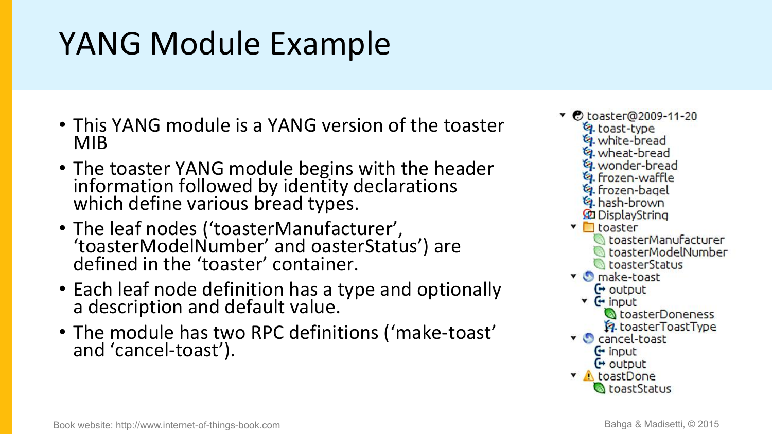# YANG Module Example

- This YANG module is a YANG version of the toaster MIB
- The toaster YANG module begins with the header information followed by identity declarations which define various bread types.
- The leaf nodes (‘toasterManufacturer’, ‘toasterModelNumber’ and oasterStatus’) are defined in the ‘toaster’ container.
- Each leaf node definition has a type and optionally a description and default value.
- The module has two RPC definitions (‘make-toast’ and ‘cancel-toast’).

```
▾ toaster@2009-11-20
    toast-type
    white-bread
    wheat-bread
    wonder-bread
    frozen-waffle
    frozen-bagel
    hash-brown
    DisplayString
  ▾ toaster
      toasterManufacturer
      toasterModelNumber
      toasterStatus
  ▾ make-toast
      output
    ▾ input
        toasterDoneness
        toasterToastType
  ▾ cancel-toast
      input
      output
  ▾ toastDone
      toastStatus
```

Book website: http://www.internet-of-things-book.com

Bahga & Madisetti, © 2015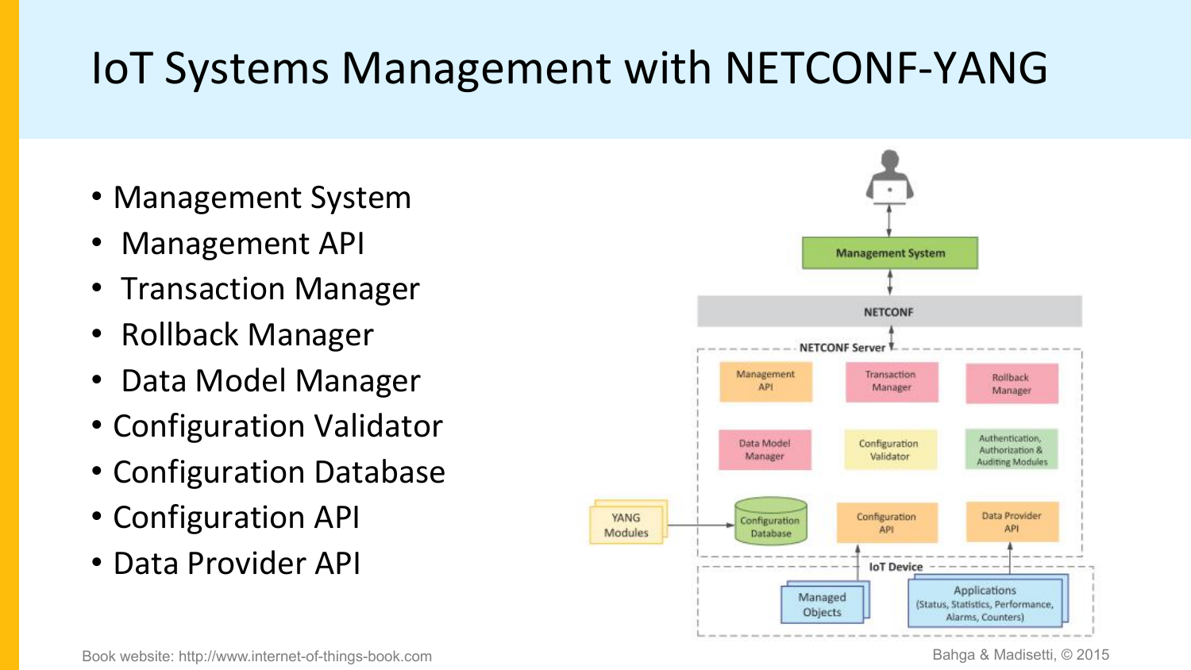# IoT Systems Management with NETCONF-YANG

- Management System
- Management API
- Transaction Manager
- Rollback Manager
- Data Model Manager
- Configuration Validator
- Configuration Database
- Configuration API
- Data Provider API

Management System

NETCONF

NETCONF Server

Management API

Transaction Manager

Rollback Manager

Data Model Manager

Configuration Validator

Authentication, Authorization & Auditing Modules

YANG Modules

Configuration Database

Configuration API

Data Provider API

IoT Device

Managed Objects

Applications (Status, Statistics, Performance, Alarms, Counters)

Book website: http://www.internet-of-things-book.com

Bahga & Madisetti, © 2015